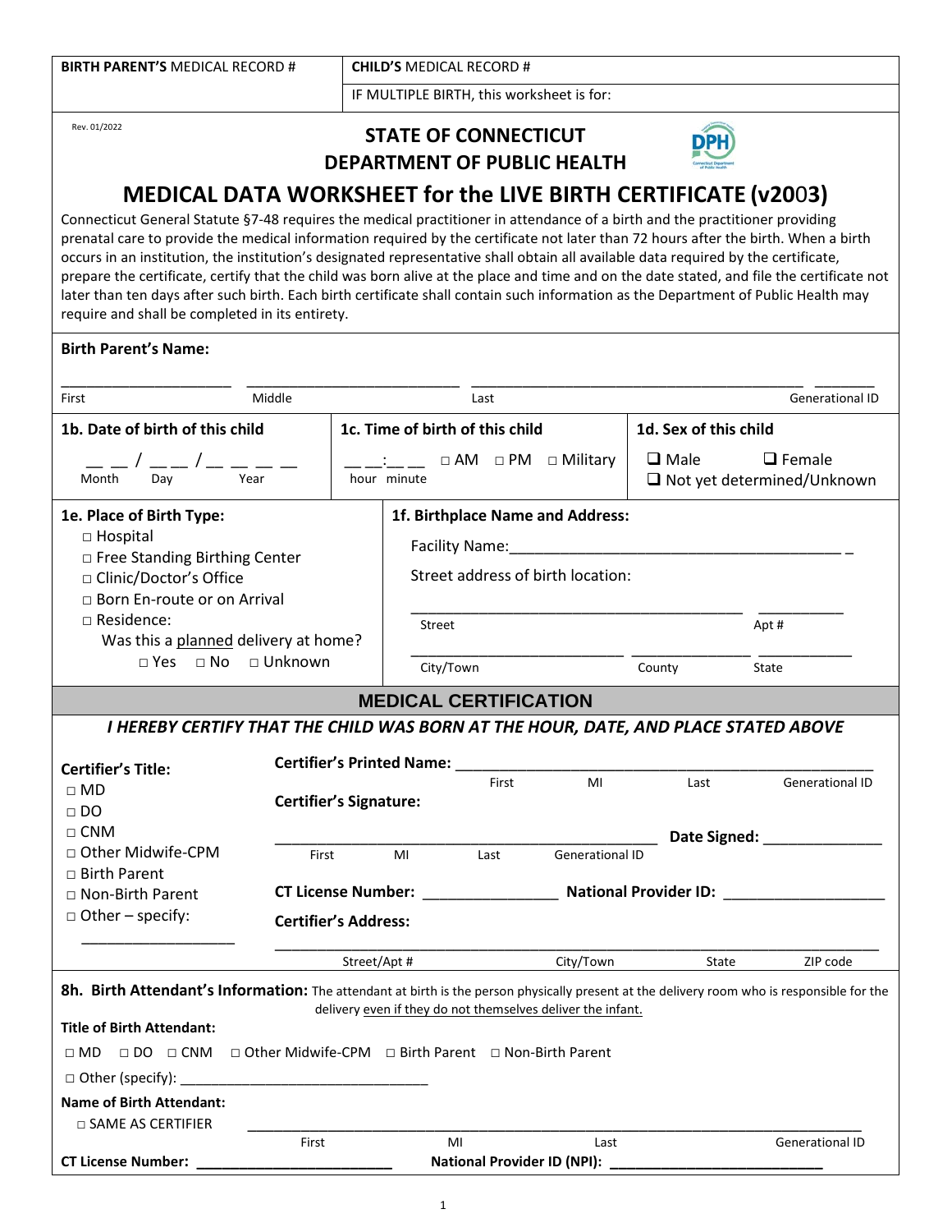| **BIRTH PARENT'S** MEDICAL RECORD # | **CHILD'S** MEDICAL RECORD # |
|---|---|
| | IF MULTIPLE BIRTH, this worksheet is for: |

Rev. 01/2022

## STATE OF CONNECTICUT
## DEPARTMENT OF PUBLIC HEALTH

# MEDICAL DATA WORKSHEET for the LIVE BIRTH CERTIFICATE (v2003)

Connecticut General Statute §7-48 requires the medical practitioner in attendance of a birth and the practitioner providing prenatal care to provide the medical information required by the certificate not later than 72 hours after the birth. When a birth occurs in an institution, the institution's designated representative shall obtain all available data required by the certificate, prepare the certificate, certify that the child was born alive at the place and time and on the date stated, and file the certificate not later than ten days after such birth. Each birth certificate shall contain such information as the Department of Public Health may require and shall be completed in its entirety.

**Birth Parent's Name:**

_____________________ _____________________ _____________________ ________
First Middle Last Generational ID

**1b. Date of birth of this child**

__ __ / __ __ / __ __ __ __
Month Day Year

**1c. Time of birth of this child**

__ __:__ __ □ AM □ PM □ Military
hour minute

**1d. Sex of this child**

❑ Male ❑ Female
❑ Not yet determined/Unknown

**1e. Place of Birth Type:**

- □ Hospital
- □ Free Standing Birthing Center
- □ Clinic/Doctor's Office
- □ Born En-route or on Arrival
- □ Residence:
  - Was this a planned delivery at home?
  - □ Yes □ No □ Unknown

**1f. Birthplace Name and Address:**

Facility Name:_________________________________________

Street address of birth location:

_________________________________________ ___________
Street Apt #

_________________________ ______________ ___________
City/Town County State

## MEDICAL CERTIFICATION

***I HEREBY CERTIFY THAT THE CHILD WAS BORN AT THE HOUR, DATE, AND PLACE STATED ABOVE***

**Certifier's Title:**

- □ MD
- □ DO
- □ CNM
- □ Other Midwife-CPM
- □ Birth Parent
- □ Non-Birth Parent
- □ Other – specify: ___________________

**Certifier's Printed Name:** _________________________________________
First MI Last Generational ID

**Certifier's Signature:**

_________________________________________ **Date Signed:** ______________
First MI Last Generational ID

**CT License Number:** ________________ **National Provider ID:** ___________________

**Certifier's Address:**

_________________________________________________________________
Street/Apt # City/Town State ZIP code

**8h. Birth Attendant's Information:** The attendant at birth is the person physically present at the delivery room who is responsible for the delivery even if they do not themselves deliver the infant.

**Title of Birth Attendant:**

□ MD □ DO □ CNM □ Other Midwife-CPM □ Birth Parent □ Non-Birth Parent

□ Other (specify): _________________________________

**Name of Birth Attendant:**

□ SAME AS CERTIFIER _________________________________________________________
First MI Last Generational ID

**CT License Number:** _________________________ **National Provider ID (NPI):** ___________________________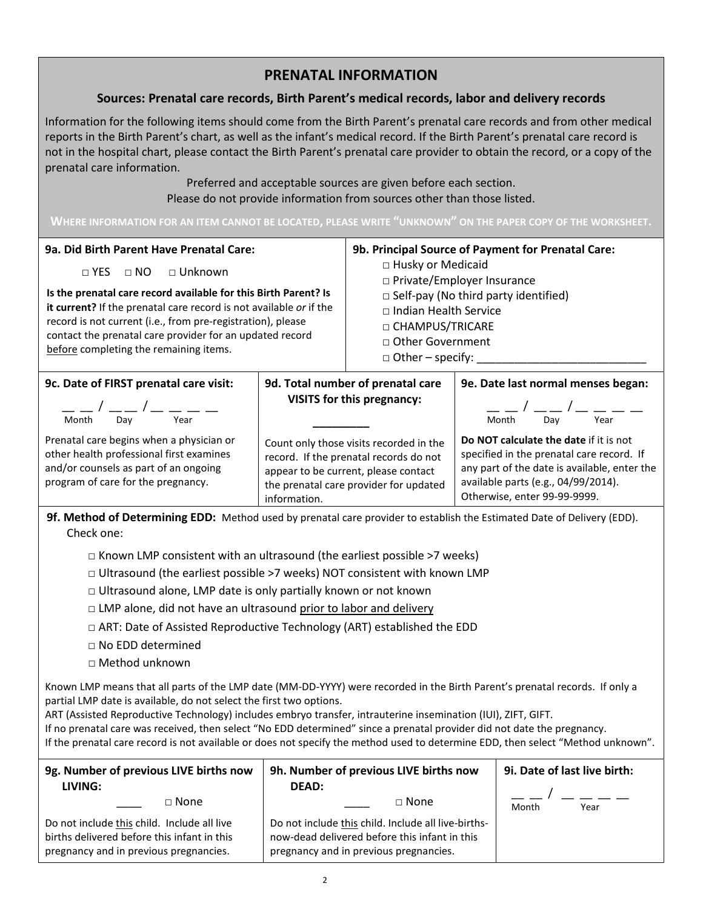# PRENATAL INFORMATION

## Sources: Prenatal care records, Birth Parent's medical records, labor and delivery records

Information for the following items should come from the Birth Parent's prenatal care records and from other medical reports in the Birth Parent's chart, as well as the infant's medical record. If the Birth Parent's prenatal care record is not in the hospital chart, please contact the Birth Parent's prenatal care provider to obtain the record, or a copy of the prenatal care information.

Preferred and acceptable sources are given before each section.
Please do not provide information from sources other than those listed.

**WHERE INFORMATION FOR AN ITEM CANNOT BE LOCATED, PLEASE WRITE "UNKNOWN" ON THE PAPER COPY OF THE WORKSHEET.**

---

**9a. Did Birth Parent Have Prenatal Care:**

□ YES □ NO □ Unknown

**Is the prenatal care record available for this Birth Parent? Is it current?** If the prenatal care record is not available *or* if the record is not current (i.e., from pre-registration), please contact the prenatal care provider for an updated record before completing the remaining items.

**9b. Principal Source of Payment for Prenatal Care:**

□ Husky or Medicaid
□ Private/Employer Insurance
□ Self-pay (No third party identified)
□ Indian Health Service
□ CHAMPUS/TRICARE
□ Other Government
□ Other – specify: ___________________________

---

**9c. Date of FIRST prenatal care visit:**

__ __ / __ __ / __ __ __ __
Month Day Year

Prenatal care begins when a physician or other health professional first examines and/or counsels as part of an ongoing program of care for the pregnancy.

**9d. Total number of prenatal care VISITS for this pregnancy:**

_________

Count only those visits recorded in the record. If the prenatal records do not appear to be current, please contact the prenatal care provider for updated information.

**9e. Date last normal menses began:**

__ __ / __ __ / __ __ __ __
Month Day Year

**Do NOT calculate the date** if it is not specified in the prenatal care record. If any part of the date is available, enter the available parts (e.g., 04/99/2014). Otherwise, enter 99-99-9999.

---

**9f. Method of Determining EDD:** Method used by prenatal care provider to establish the Estimated Date of Delivery (EDD). Check one:

□ Known LMP consistent with an ultrasound (the earliest possible >7 weeks)
□ Ultrasound (the earliest possible >7 weeks) NOT consistent with known LMP
□ Ultrasound alone, LMP date is only partially known or not known
□ LMP alone, did not have an ultrasound prior to labor and delivery
□ ART: Date of Assisted Reproductive Technology (ART) established the EDD
□ No EDD determined
□ Method unknown

Known LMP means that all parts of the LMP date (MM-DD-YYYY) were recorded in the Birth Parent's prenatal records. If only a partial LMP date is available, do not select the first two options.
ART (Assisted Reproductive Technology) includes embryo transfer, intrauterine insemination (IUI), ZIFT, GIFT.
If no prenatal care was received, then select "No EDD determined" since a prenatal provider did not date the pregnancy.
If the prenatal care record is not available or does not specify the method used to determine EDD, then select "Method unknown".

---

**9g. Number of previous LIVE births now LIVING:**

____ □ None

Do not include this child. Include all live births delivered before this infant in this pregnancy and in previous pregnancies.

**9h. Number of previous LIVE births now DEAD:**

____ □ None

Do not include this child. Include all live-births-now-dead delivered before this infant in this pregnancy and in previous pregnancies.

**9i. Date of last live birth:**

__ __ / __ __ __ __
Month Year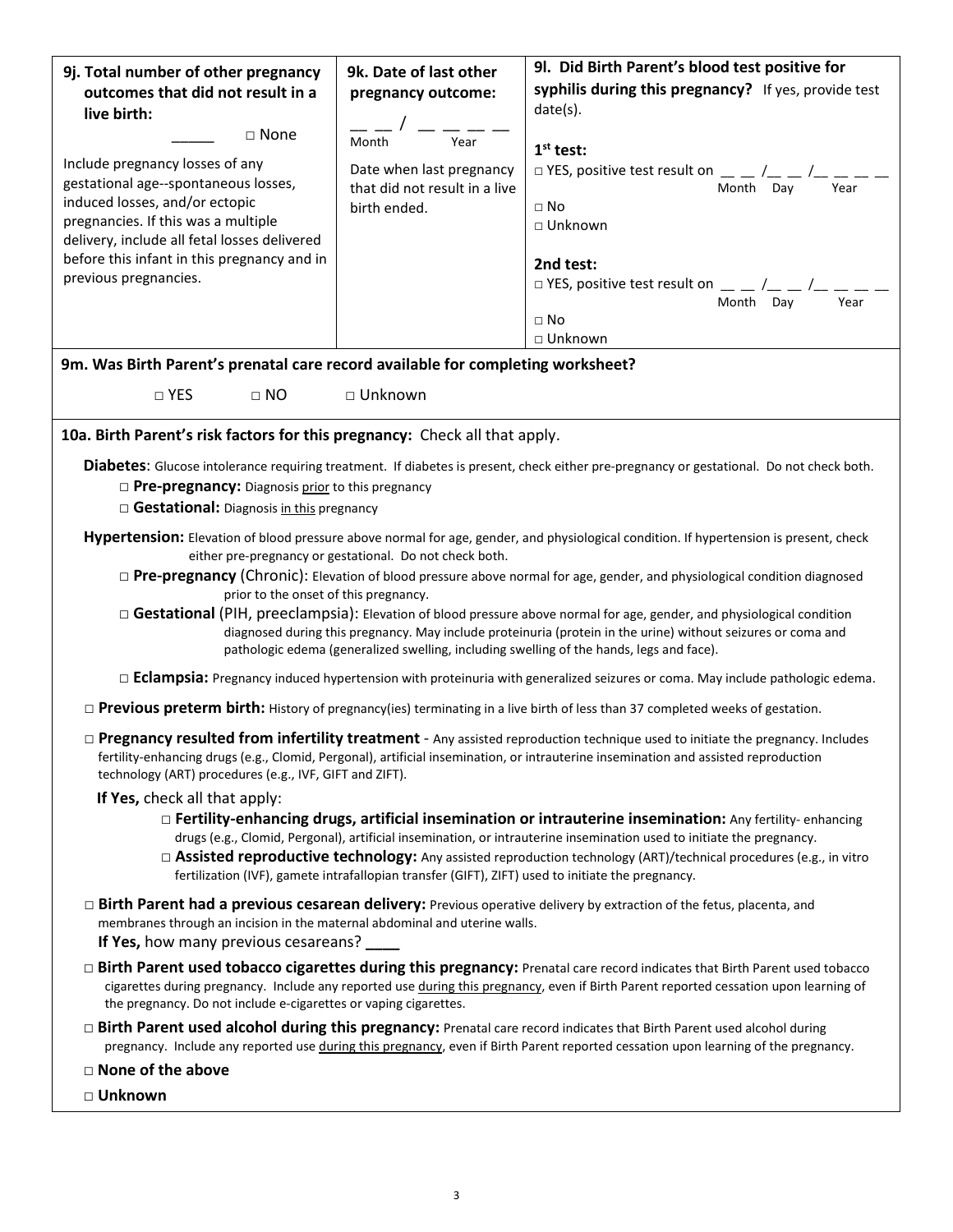**9j. Total number of other pregnancy outcomes that did not result in a live birth:**

_____ □ None

Include pregnancy losses of any gestational age--spontaneous losses, induced losses, and/or ectopic pregnancies. If this was a multiple delivery, include all fetal losses delivered before this infant in this pregnancy and in previous pregnancies.

**9k. Date of last other pregnancy outcome:**

__ __ / __ __ __ __
Month Year

Date when last pregnancy that did not result in a live birth ended.

**9l. Did Birth Parent's blood test positive for syphilis during this pregnancy?** If yes, provide test date(s).

**1st test:**

□ YES, positive test result on __ __ /__ __ /__ __ __ __ (Month Day Year)

□ No

□ Unknown

**2nd test:**

□ YES, positive test result on __ __ /__ __ /__ __ __ __ (Month Day Year)

□ No

□ Unknown

**9m. Was Birth Parent's prenatal care record available for completing worksheet?**

□ YES □ NO □ Unknown

**10a. Birth Parent's risk factors for this pregnancy:** Check all that apply.

**Diabetes**: Glucose intolerance requiring treatment. If diabetes is present, check either pre-pregnancy or gestational. Do not check both.

- □ **Pre-pregnancy:** Diagnosis prior to this pregnancy
- □ **Gestational:** Diagnosis in this pregnancy

**Hypertension:** Elevation of blood pressure above normal for age, gender, and physiological condition. If hypertension is present, check either pre-pregnancy or gestational. Do not check both.

- □ **Pre-pregnancy** (Chronic): Elevation of blood pressure above normal for age, gender, and physiological condition diagnosed prior to the onset of this pregnancy.
- □ **Gestational** (PIH, preeclampsia): Elevation of blood pressure above normal for age, gender, and physiological condition diagnosed during this pregnancy. May include proteinuria (protein in the urine) without seizures or coma and pathologic edema (generalized swelling, including swelling of the hands, legs and face).
- □ **Eclampsia:** Pregnancy induced hypertension with proteinuria with generalized seizures or coma. May include pathologic edema.

□ **Previous preterm birth:** History of pregnancy(ies) terminating in a live birth of less than 37 completed weeks of gestation.

□ **Pregnancy resulted from infertility treatment** - Any assisted reproduction technique used to initiate the pregnancy. Includes fertility-enhancing drugs (e.g., Clomid, Pergonal), artificial insemination, or intrauterine insemination and assisted reproduction technology (ART) procedures (e.g., IVF, GIFT and ZIFT).

**If Yes,** check all that apply:

- □ **Fertility-enhancing drugs, artificial insemination or intrauterine insemination:** Any fertility- enhancing drugs (e.g., Clomid, Pergonal), artificial insemination, or intrauterine insemination used to initiate the pregnancy.
- □ **Assisted reproductive technology:** Any assisted reproduction technology (ART)/technical procedures (e.g., in vitro fertilization (IVF), gamete intrafallopian transfer (GIFT), ZIFT) used to initiate the pregnancy.

□ **Birth Parent had a previous cesarean delivery:** Previous operative delivery by extraction of the fetus, placenta, and membranes through an incision in the maternal abdominal and uterine walls.
**If Yes,** how many previous cesareans? ____

□ **Birth Parent used tobacco cigarettes during this pregnancy:** Prenatal care record indicates that Birth Parent used tobacco cigarettes during pregnancy. Include any reported use during this pregnancy, even if Birth Parent reported cessation upon learning of the pregnancy. Do not include e-cigarettes or vaping cigarettes.

□ **Birth Parent used alcohol during this pregnancy:** Prenatal care record indicates that Birth Parent used alcohol during pregnancy. Include any reported use during this pregnancy, even if Birth Parent reported cessation upon learning of the pregnancy.

□ **None of the above**

□ **Unknown**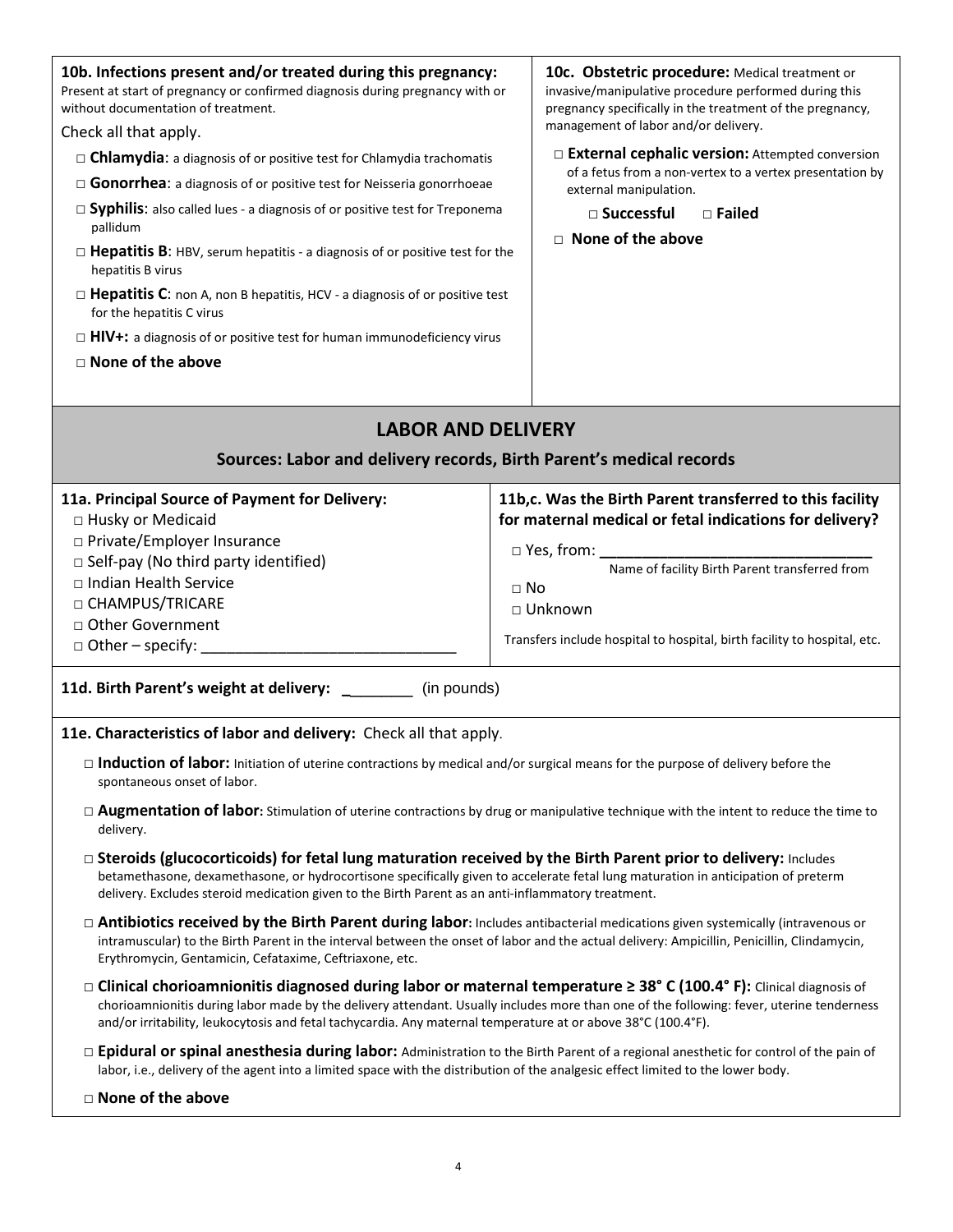**10b. Infections present and/or treated during this pregnancy:**
Present at start of pregnancy or confirmed diagnosis during pregnancy with or without documentation of treatment.

Check all that apply.

- □ **Chlamydia**: a diagnosis of or positive test for Chlamydia trachomatis
- □ **Gonorrhea**: a diagnosis of or positive test for Neisseria gonorrhoeae
- □ **Syphilis**: also called lues - a diagnosis of or positive test for Treponema pallidum
- □ **Hepatitis B**: HBV, serum hepatitis - a diagnosis of or positive test for the hepatitis B virus
- □ **Hepatitis C**: non A, non B hepatitis, HCV - a diagnosis of or positive test for the hepatitis C virus
- □ **HIV+:** a diagnosis of or positive test for human immunodeficiency virus
- □ **None of the above**

**10c. Obstetric procedure:** Medical treatment or invasive/manipulative procedure performed during this pregnancy specifically in the treatment of the pregnancy, management of labor and/or delivery.

- □ **External cephalic version:** Attempted conversion of a fetus from a non-vertex to a vertex presentation by external manipulation.
  - □ **Successful** □ **Failed**
- □ **None of the above**

## LABOR AND DELIVERY

### Sources: Labor and delivery records, Birth Parent's medical records

**11a. Principal Source of Payment for Delivery:**

- □ Husky or Medicaid
- □ Private/Employer Insurance
- □ Self-pay (No third party identified)
- □ Indian Health Service
- □ CHAMPUS/TRICARE
- □ Other Government
- □ Other – specify: ______________________________

**11b,c. Was the Birth Parent transferred to this facility for maternal medical or fetal indications for delivery?**

- □ Yes, from: ______________________________
  Name of facility Birth Parent transferred from
- □ No
- □ Unknown

Transfers include hospital to hospital, birth facility to hospital, etc.

**11d. Birth Parent's weight at delivery:** ________ (in pounds)

**11e. Characteristics of labor and delivery:** Check all that apply.

- □ **Induction of labor:** Initiation of uterine contractions by medical and/or surgical means for the purpose of delivery before the spontaneous onset of labor.
- □ **Augmentation of labor:** Stimulation of uterine contractions by drug or manipulative technique with the intent to reduce the time to delivery.
- □ **Steroids (glucocorticoids) for fetal lung maturation received by the Birth Parent prior to delivery:** Includes betamethasone, dexamethasone, or hydrocortisone specifically given to accelerate fetal lung maturation in anticipation of preterm delivery. Excludes steroid medication given to the Birth Parent as an anti-inflammatory treatment.
- □ **Antibiotics received by the Birth Parent during labor:** Includes antibacterial medications given systemically (intravenous or intramuscular) to the Birth Parent in the interval between the onset of labor and the actual delivery: Ampicillin, Penicillin, Clindamycin, Erythromycin, Gentamicin, Cefataxime, Ceftriaxone, etc.
- □ **Clinical chorioamnionitis diagnosed during labor or maternal temperature ≥ 38° C (100.4° F):** Clinical diagnosis of chorioamnionitis during labor made by the delivery attendant. Usually includes more than one of the following: fever, uterine tenderness and/or irritability, leukocytosis and fetal tachycardia. Any maternal temperature at or above 38°C (100.4°F).
- □ **Epidural or spinal anesthesia during labor:** Administration to the Birth Parent of a regional anesthetic for control of the pain of labor, i.e., delivery of the agent into a limited space with the distribution of the analgesic effect limited to the lower body.
- □ **None of the above**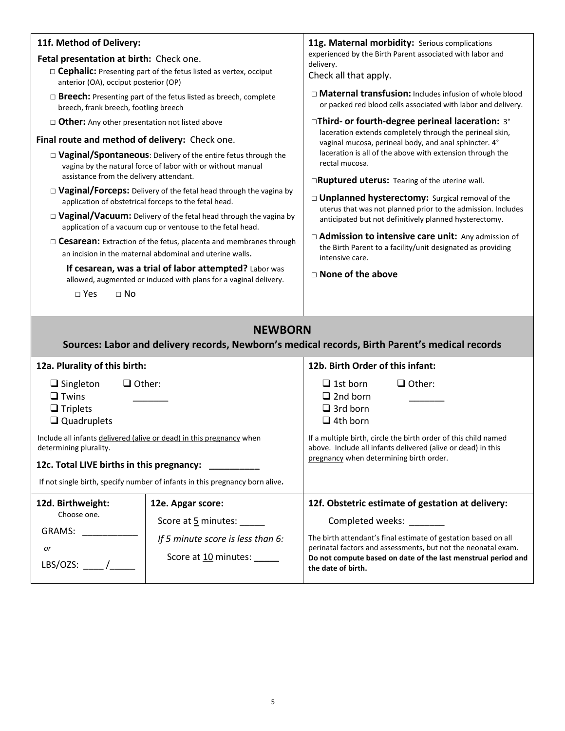### 11f. Method of Delivery:

**Fetal presentation at birth:** Check one.

- □ **Cephalic:** Presenting part of the fetus listed as vertex, occiput anterior (OA), occiput posterior (OP)
- □ **Breech:** Presenting part of the fetus listed as breech, complete breech, frank breech, footling breech
- □ **Other:** Any other presentation not listed above

**Final route and method of delivery:** Check one.

- □ **Vaginal/Spontaneous**: Delivery of the entire fetus through the vagina by the natural force of labor with or without manual assistance from the delivery attendant.
- □ **Vaginal/Forceps:** Delivery of the fetal head through the vagina by application of obstetrical forceps to the fetal head.
- □ **Vaginal/Vacuum:** Delivery of the fetal head through the vagina by application of a vacuum cup or ventouse to the fetal head.
- □ **Cesarean:** Extraction of the fetus, placenta and membranes through an incision in the maternal abdominal and uterine walls.

**If cesarean, was a trial of labor attempted?** Labor was allowed, augmented or induced with plans for a vaginal delivery.

□ Yes □ No

### 11g. Maternal morbidity:

Serious complications experienced by the Birth Parent associated with labor and delivery.

Check all that apply.

- □ **Maternal transfusion:** Includes infusion of whole blood or packed red blood cells associated with labor and delivery.
- □ **Third- or fourth-degree perineal laceration:** 3° laceration extends completely through the perineal skin, vaginal mucosa, perineal body, and anal sphincter. 4° laceration is all of the above with extension through the rectal mucosa.
- □ **Ruptured uterus:** Tearing of the uterine wall.
- □ **Unplanned hysterectomy:** Surgical removal of the uterus that was not planned prior to the admission. Includes anticipated but not definitively planned hysterectomy.
- □ **Admission to intensive care unit:** Any admission of the Birth Parent to a facility/unit designated as providing intensive care.
- □ **None of the above**

## NEWBORN

**Sources: Labor and delivery records, Newborn's medical records, Birth Parent's medical records**

### 12a. Plurality of this birth:

- ❑ Singleton
- ❑ Twins
- ❑ Triplets
- ❑ Quadruplets
- ❑ Other: _______

Include all infants delivered (alive or dead) in this pregnancy when determining plurality.

### 12c. Total LIVE births in this pregnancy: __________

If not single birth, specify number of infants in this pregnancy born alive.

### 12b. Birth Order of this infant:

- ❑ 1st born
- ❑ 2nd born
- ❑ 3rd born
- ❑ 4th born
- ❑ Other: _______

If a multiple birth, circle the birth order of this child named above. Include all infants delivered (alive or dead) in this pregnancy when determining birth order.

### 12d. Birthweight:

Choose one.

GRAMS: ___________

*or*

LBS/OZS: ____ /_____

### 12e. Apgar score:

Score at 5 minutes: _____

*If 5 minute score is less than 6:*

Score at 10 minutes: _____

### 12f. Obstetric estimate of gestation at delivery:

Completed weeks: _______

The birth attendant's final estimate of gestation based on all perinatal factors and assessments, but not the neonatal exam. **Do not compute based on date of the last menstrual period and the date of birth.**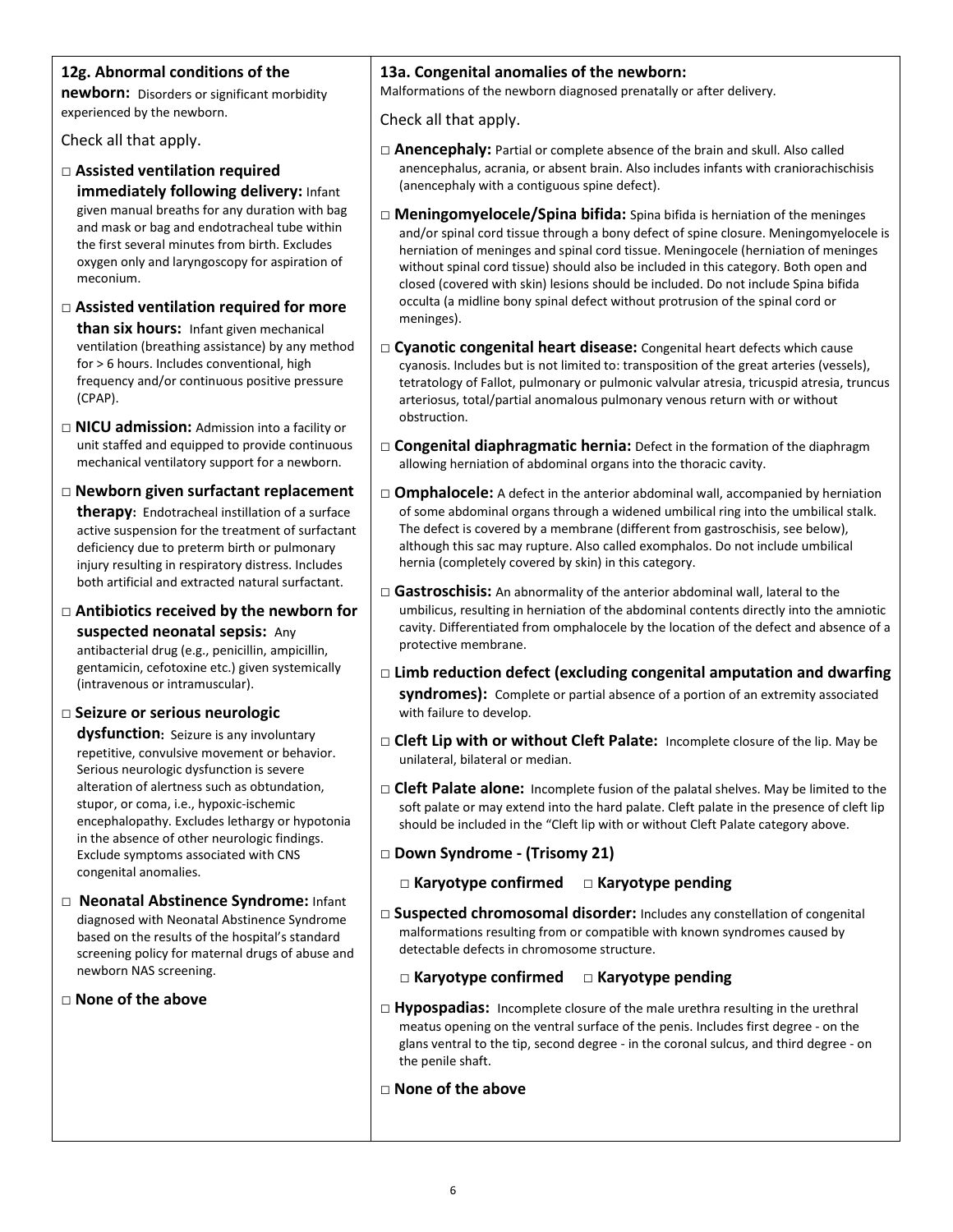## 12g. Abnormal conditions of the newborn:

Disorders or significant morbidity experienced by the newborn.

Check all that apply.

- □ **Assisted ventilation required immediately following delivery:** Infant given manual breaths for any duration with bag and mask or bag and endotracheal tube within the first several minutes from birth. Excludes oxygen only and laryngoscopy for aspiration of meconium.
- □ **Assisted ventilation required for more than six hours:** Infant given mechanical ventilation (breathing assistance) by any method for > 6 hours. Includes conventional, high frequency and/or continuous positive pressure (CPAP).
- □ **NICU admission:** Admission into a facility or unit staffed and equipped to provide continuous mechanical ventilatory support for a newborn.
- □ **Newborn given surfactant replacement therapy:** Endotracheal instillation of a surface active suspension for the treatment of surfactant deficiency due to preterm birth or pulmonary injury resulting in respiratory distress. Includes both artificial and extracted natural surfactant.
- □ **Antibiotics received by the newborn for suspected neonatal sepsis:** Any antibacterial drug (e.g., penicillin, ampicillin, gentamicin, cefotoxine etc.) given systemically (intravenous or intramuscular).
- □ **Seizure or serious neurologic dysfunction:** Seizure is any involuntary repetitive, convulsive movement or behavior. Serious neurologic dysfunction is severe alteration of alertness such as obtundation, stupor, or coma, i.e., hypoxic-ischemic encephalopathy. Excludes lethargy or hypotonia in the absence of other neurologic findings. Exclude symptoms associated with CNS congenital anomalies.
- □ **Neonatal Abstinence Syndrome:** Infant diagnosed with Neonatal Abstinence Syndrome based on the results of the hospital's standard screening policy for maternal drugs of abuse and newborn NAS screening.
- □ **None of the above**

## 13a. Congenital anomalies of the newborn:

Malformations of the newborn diagnosed prenatally or after delivery.

Check all that apply.

- □ **Anencephaly:** Partial or complete absence of the brain and skull. Also called anencephalus, acrania, or absent brain. Also includes infants with craniorachischisis (anencephaly with a contiguous spine defect).
- □ **Meningomyelocele/Spina bifida:** Spina bifida is herniation of the meninges and/or spinal cord tissue through a bony defect of spine closure. Meningomyelocele is herniation of meninges and spinal cord tissue. Meningocele (herniation of meninges without spinal cord tissue) should also be included in this category. Both open and closed (covered with skin) lesions should be included. Do not include Spina bifida occulta (a midline bony spinal defect without protrusion of the spinal cord or meninges).
- □ **Cyanotic congenital heart disease:** Congenital heart defects which cause cyanosis. Includes but is not limited to: transposition of the great arteries (vessels), tetratology of Fallot, pulmonary or pulmonic valvular atresia, tricuspid atresia, truncus arteriosus, total/partial anomalous pulmonary venous return with or without obstruction.
- □ **Congenital diaphragmatic hernia:** Defect in the formation of the diaphragm allowing herniation of abdominal organs into the thoracic cavity.
- □ **Omphalocele:** A defect in the anterior abdominal wall, accompanied by herniation of some abdominal organs through a widened umbilical ring into the umbilical stalk. The defect is covered by a membrane (different from gastroschisis, see below), although this sac may rupture. Also called exomphalos. Do not include umbilical hernia (completely covered by skin) in this category.
- □ **Gastroschisis:** An abnormality of the anterior abdominal wall, lateral to the umbilicus, resulting in herniation of the abdominal contents directly into the amniotic cavity. Differentiated from omphalocele by the location of the defect and absence of a protective membrane.
- □ **Limb reduction defect (excluding congenital amputation and dwarfing syndromes):** Complete or partial absence of a portion of an extremity associated with failure to develop.
- □ **Cleft Lip with or without Cleft Palate:** Incomplete closure of the lip. May be unilateral, bilateral or median.
- □ **Cleft Palate alone:** Incomplete fusion of the palatal shelves. May be limited to the soft palate or may extend into the hard palate. Cleft palate in the presence of cleft lip should be included in the "Cleft lip with or without Cleft Palate category above.
- □ **Down Syndrome - (Trisomy 21)**
  - □ **Karyotype confirmed** □ **Karyotype pending**
- □ **Suspected chromosomal disorder:** Includes any constellation of congenital malformations resulting from or compatible with known syndromes caused by detectable defects in chromosome structure.
  - □ **Karyotype confirmed** □ **Karyotype pending**
- □ **Hypospadias:** Incomplete closure of the male urethra resulting in the urethral meatus opening on the ventral surface of the penis. Includes first degree - on the glans ventral to the tip, second degree - in the coronal sulcus, and third degree - on the penile shaft.
- □ **None of the above**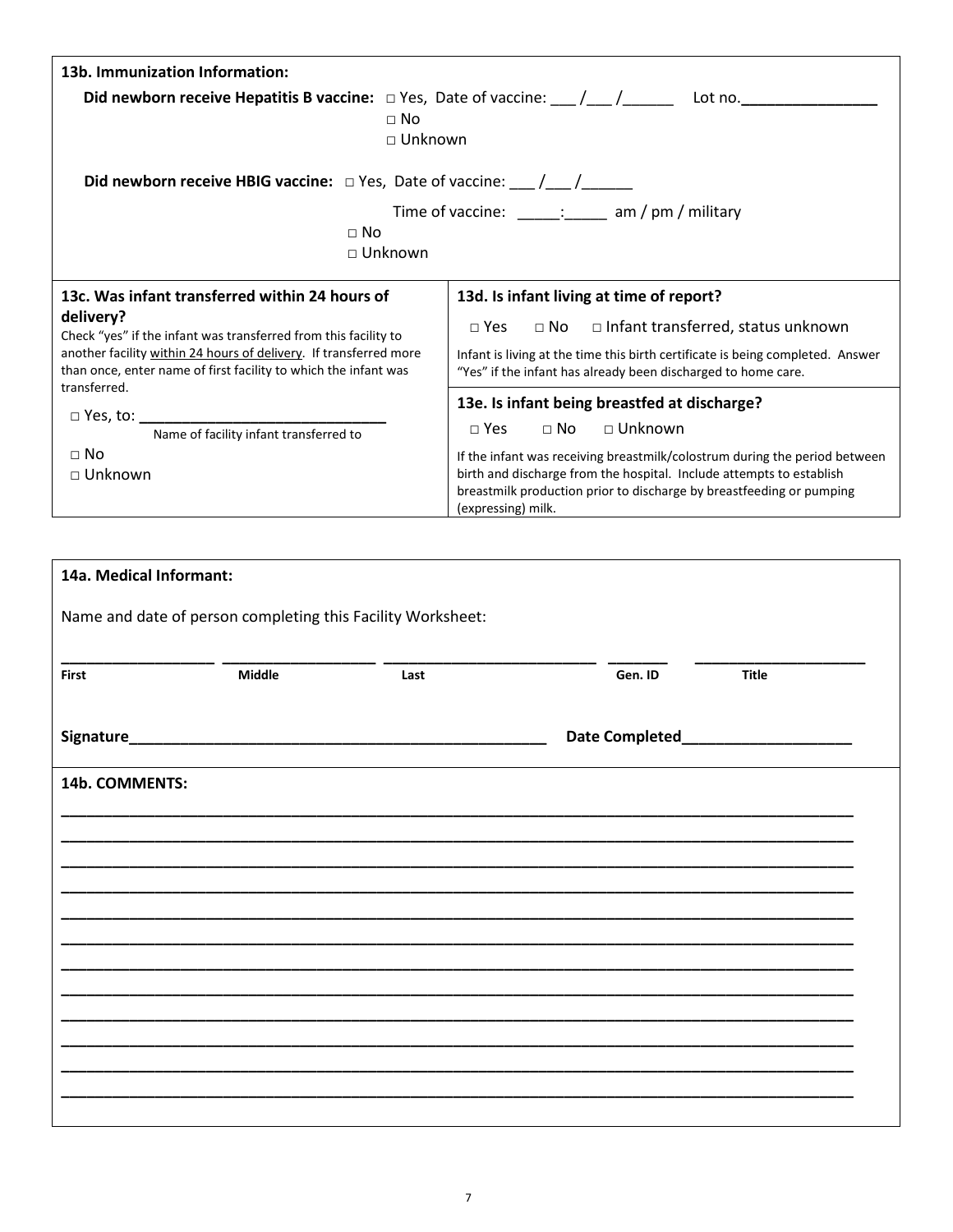**13b. Immunization Information:**

**Did newborn receive Hepatitis B vaccine:** □ Yes, Date of vaccine: ___ /___ /______ Lot no.________________
□ No
□ Unknown

**Did newborn receive HBIG vaccine:** □ Yes, Date of vaccine: ___ /___ /______
Time of vaccine: _____:_____ am / pm / military
□ No
□ Unknown

**13c. Was infant transferred within 24 hours of delivery?**

Check "yes" if the infant was transferred from this facility to another facility within 24 hours of delivery. If transferred more than once, enter name of first facility to which the infant was transferred.

□ Yes, to: ____________________________
Name of facility infant transferred to

□ No
□ Unknown

**13d. Is infant living at time of report?**

□ Yes □ No □ Infant transferred, status unknown

Infant is living at the time this birth certificate is being completed. Answer "Yes" if the infant has already been discharged to home care.

**13e. Is infant being breastfed at discharge?**

□ Yes □ No □ Unknown

If the infant was receiving breastmilk/colostrum during the period between birth and discharge from the hospital. Include attempts to establish breastmilk production prior to discharge by breastfeeding or pumping (expressing) milk.

**14a. Medical Informant:**

Name and date of person completing this Facility Worksheet:

| __________________ | __________________ | __________________________ | _______ | ____________________ |
|---|---|---|---|---|
| **First** | **Middle** | **Last** | **Gen. ID** | **Title** |

**Signature**__________________________________________________ **Date Completed**___________________

**14b. COMMENTS:**

______________________________________________________________________________________
______________________________________________________________________________________
______________________________________________________________________________________
______________________________________________________________________________________
______________________________________________________________________________________
______________________________________________________________________________________
______________________________________________________________________________________
______________________________________________________________________________________
______________________________________________________________________________________
______________________________________________________________________________________
______________________________________________________________________________________
______________________________________________________________________________________